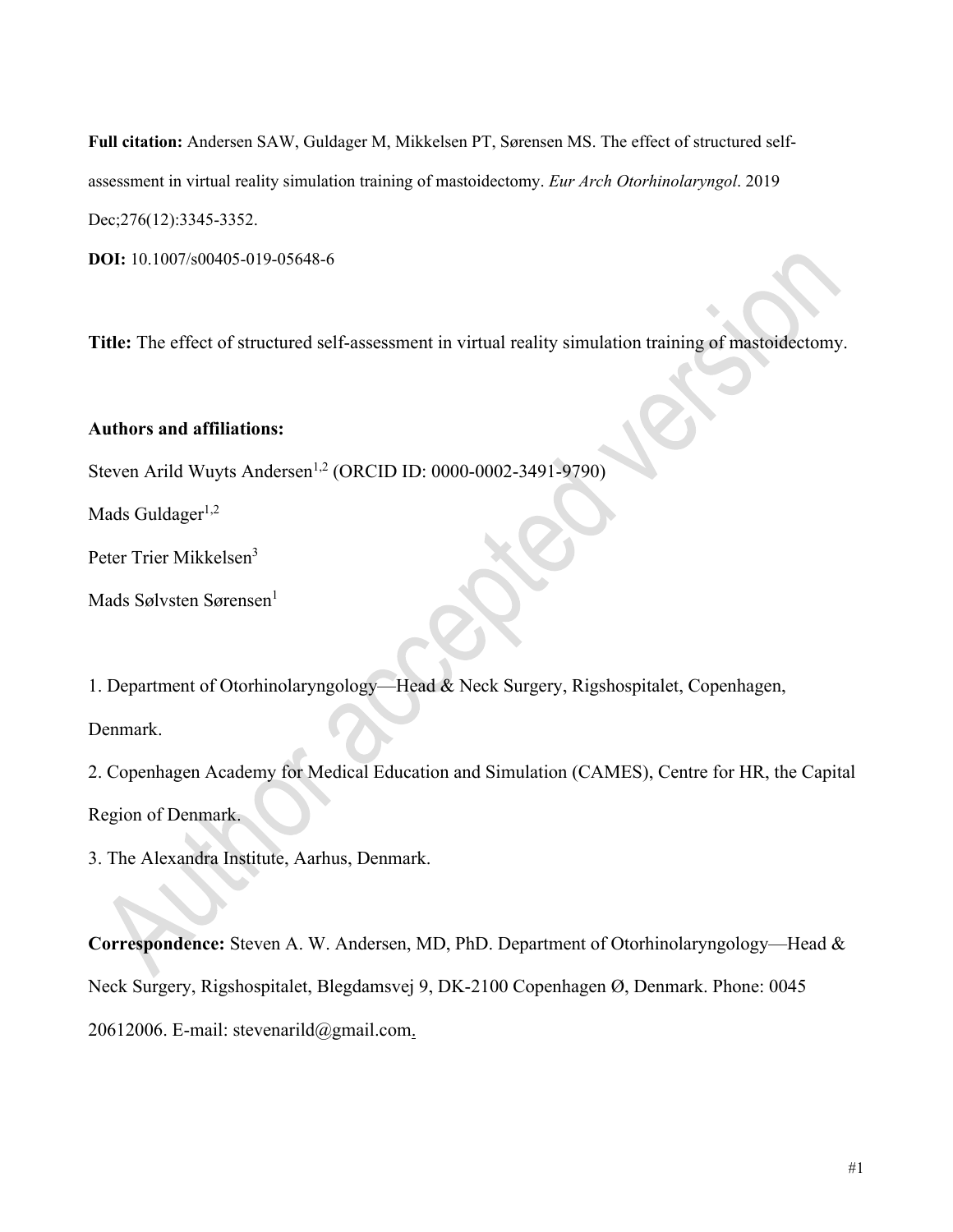**Full citation:** Andersen SAW, Guldager M, Mikkelsen PT, Sørensen MS. The effect of structured self-assessment in virtual reality simulation training of mastoidectomy. *Eur Arch Otorhinolaryngol*. 2019 Dec;276(12):3345-3352.

**DOI:** 10.1007/s00405-019-05648-6

**Title:** The effect of structured self-assessment in virtual reality simulation training of mastoidectomy.

**Authors and affiliations:**

Steven Arild Wuyts Andersen[1,2] (ORCID ID: 0000-0002-3491-9790)

Mads Guldager[1,2]

Peter Trier Mikkelsen[3]

Mads Sølvsten Sørensen[1]

1. Department of Otorhinolaryngology—Head & Neck Surgery, Rigshospitalet, Copenhagen, Denmark.
2. Copenhagen Academy for Medical Education and Simulation (CAMES), Centre for HR, the Capital Region of Denmark.
3. The Alexandra Institute, Aarhus, Denmark.

**Correspondence:** Steven A. W. Andersen, MD, PhD. Department of Otorhinolaryngology—Head & Neck Surgery, Rigshospitalet, Blegdamsvej 9, DK-2100 Copenhagen Ø, Denmark. Phone: 0045 20612006. E-mail: stevenarild@gmail.com.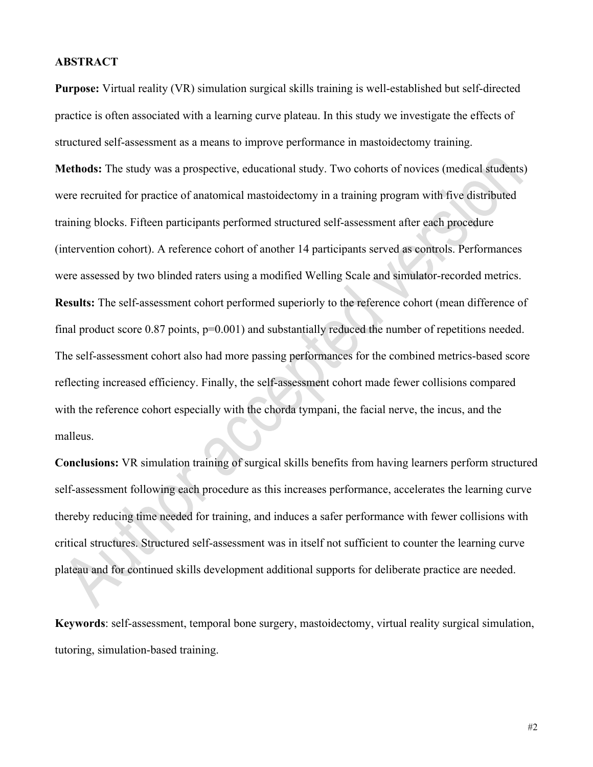## ABSTRACT

**Purpose:** Virtual reality (VR) simulation surgical skills training is well-established but self-directed practice is often associated with a learning curve plateau. In this study we investigate the effects of structured self-assessment as a means to improve performance in mastoidectomy training.

**Methods:** The study was a prospective, educational study. Two cohorts of novices (medical students) were recruited for practice of anatomical mastoidectomy in a training program with five distributed training blocks. Fifteen participants performed structured self-assessment after each procedure (intervention cohort). A reference cohort of another 14 participants served as controls. Performances were assessed by two blinded raters using a modified Welling Scale and simulator-recorded metrics.

**Results:** The self-assessment cohort performed superiorly to the reference cohort (mean difference of final product score 0.87 points, p=0.001) and substantially reduced the number of repetitions needed. The self-assessment cohort also had more passing performances for the combined metrics-based score reflecting increased efficiency. Finally, the self-assessment cohort made fewer collisions compared with the reference cohort especially with the chorda tympani, the facial nerve, the incus, and the malleus.

**Conclusions:** VR simulation training of surgical skills benefits from having learners perform structured self-assessment following each procedure as this increases performance, accelerates the learning curve thereby reducing time needed for training, and induces a safer performance with fewer collisions with critical structures. Structured self-assessment was in itself not sufficient to counter the learning curve plateau and for continued skills development additional supports for deliberate practice are needed.

**Keywords**: self-assessment, temporal bone surgery, mastoidectomy, virtual reality surgical simulation, tutoring, simulation-based training.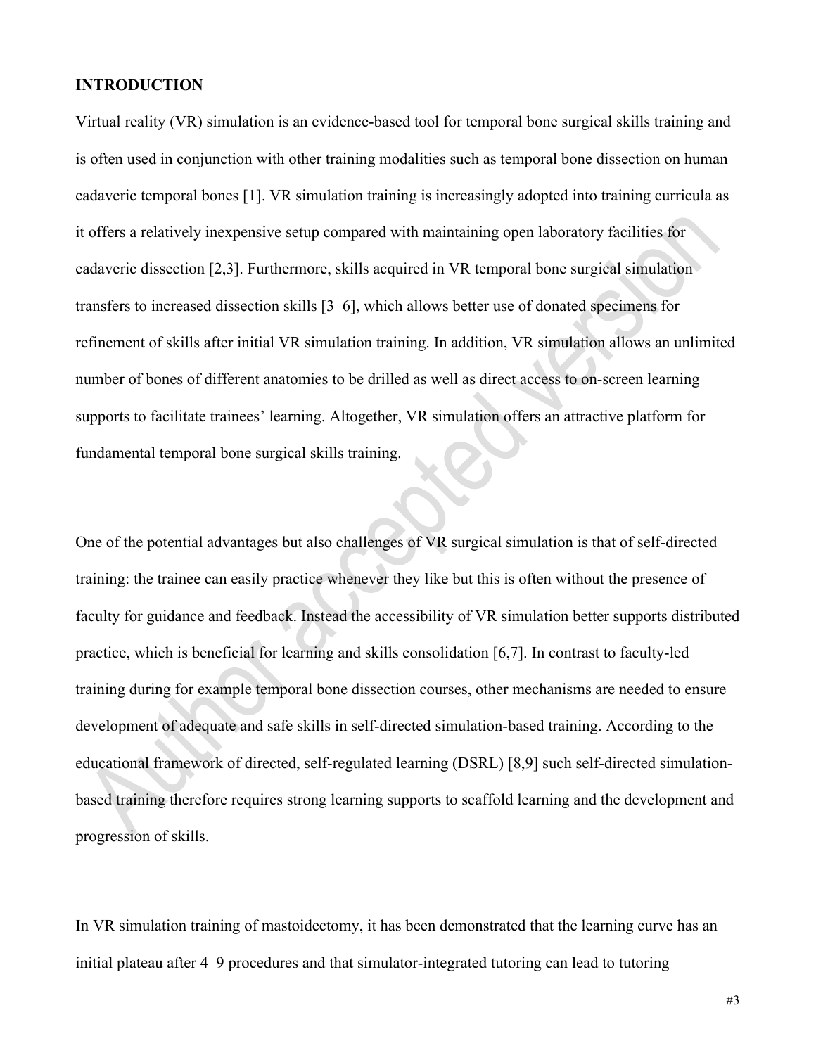## INTRODUCTION

Virtual reality (VR) simulation is an evidence-based tool for temporal bone surgical skills training and is often used in conjunction with other training modalities such as temporal bone dissection on human cadaveric temporal bones [1]. VR simulation training is increasingly adopted into training curricula as it offers a relatively inexpensive setup compared with maintaining open laboratory facilities for cadaveric dissection [2,3]. Furthermore, skills acquired in VR temporal bone surgical simulation transfers to increased dissection skills [3–6], which allows better use of donated specimens for refinement of skills after initial VR simulation training. In addition, VR simulation allows an unlimited number of bones of different anatomies to be drilled as well as direct access to on-screen learning supports to facilitate trainees' learning. Altogether, VR simulation offers an attractive platform for fundamental temporal bone surgical skills training.

One of the potential advantages but also challenges of VR surgical simulation is that of self-directed training: the trainee can easily practice whenever they like but this is often without the presence of faculty for guidance and feedback. Instead the accessibility of VR simulation better supports distributed practice, which is beneficial for learning and skills consolidation [6,7]. In contrast to faculty-led training during for example temporal bone dissection courses, other mechanisms are needed to ensure development of adequate and safe skills in self-directed simulation-based training. According to the educational framework of directed, self-regulated learning (DSRL) [8,9] such self-directed simulation-based training therefore requires strong learning supports to scaffold learning and the development and progression of skills.

In VR simulation training of mastoidectomy, it has been demonstrated that the learning curve has an initial plateau after 4–9 procedures and that simulator-integrated tutoring can lead to tutoring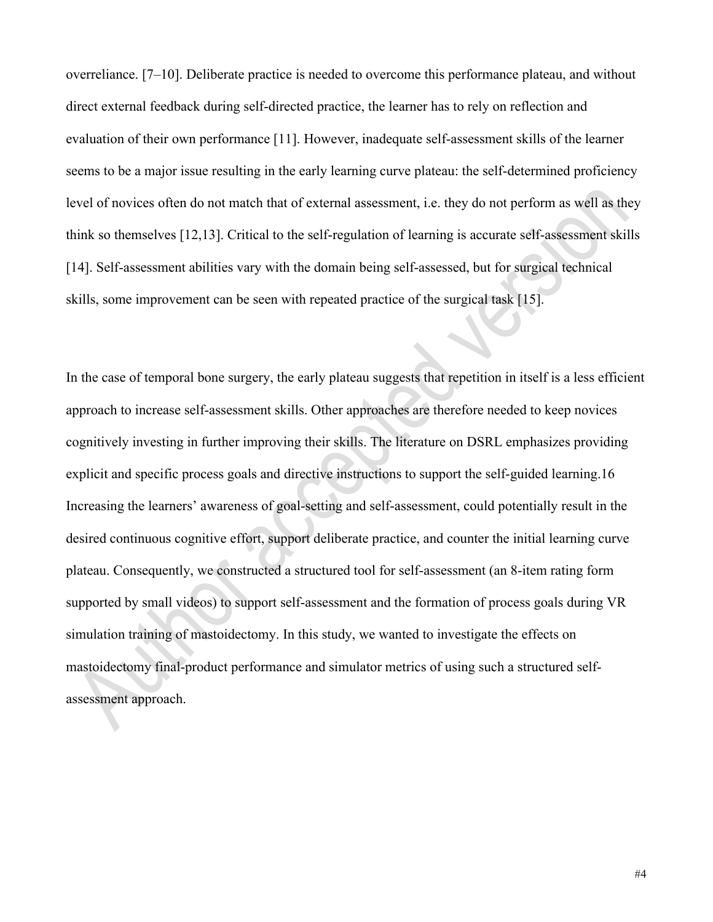overreliance. [7–10]. Deliberate practice is needed to overcome this performance plateau, and without direct external feedback during self-directed practice, the learner has to rely on reflection and evaluation of their own performance [11]. However, inadequate self-assessment skills of the learner seems to be a major issue resulting in the early learning curve plateau: the self-determined proficiency level of novices often do not match that of external assessment, i.e. they do not perform as well as they think so themselves [12,13]. Critical to the self-regulation of learning is accurate self-assessment skills [14]. Self-assessment abilities vary with the domain being self-assessed, but for surgical technical skills, some improvement can be seen with repeated practice of the surgical task [15].

In the case of temporal bone surgery, the early plateau suggests that repetition in itself is a less efficient approach to increase self-assessment skills. Other approaches are therefore needed to keep novices cognitively investing in further improving their skills. The literature on DSRL emphasizes providing explicit and specific process goals and directive instructions to support the self-guided learning.16 Increasing the learners' awareness of goal-setting and self-assessment, could potentially result in the desired continuous cognitive effort, support deliberate practice, and counter the initial learning curve plateau. Consequently, we constructed a structured tool for self-assessment (an 8-item rating form supported by small videos) to support self-assessment and the formation of process goals during VR simulation training of mastoidectomy. In this study, we wanted to investigate the effects on mastoidectomy final-product performance and simulator metrics of using such a structured self-assessment approach.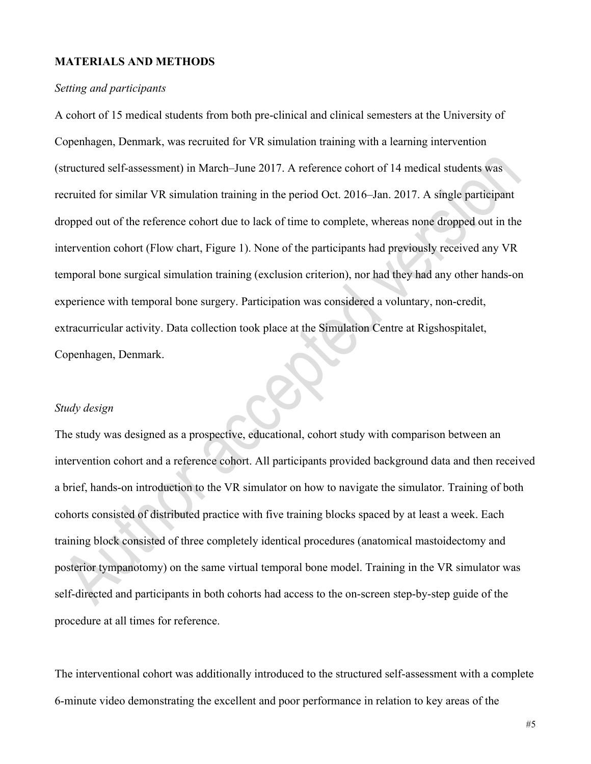## MATERIALS AND METHODS

### *Setting and participants*

A cohort of 15 medical students from both pre-clinical and clinical semesters at the University of Copenhagen, Denmark, was recruited for VR simulation training with a learning intervention (structured self-assessment) in March–June 2017. A reference cohort of 14 medical students was recruited for similar VR simulation training in the period Oct. 2016–Jan. 2017. A single participant dropped out of the reference cohort due to lack of time to complete, whereas none dropped out in the intervention cohort (Flow chart, Figure 1). None of the participants had previously received any VR temporal bone surgical simulation training (exclusion criterion), nor had they had any other hands-on experience with temporal bone surgery. Participation was considered a voluntary, non-credit, extracurricular activity. Data collection took place at the Simulation Centre at Rigshospitalet, Copenhagen, Denmark.

### *Study design*

The study was designed as a prospective, educational, cohort study with comparison between an intervention cohort and a reference cohort. All participants provided background data and then received a brief, hands-on introduction to the VR simulator on how to navigate the simulator. Training of both cohorts consisted of distributed practice with five training blocks spaced by at least a week. Each training block consisted of three completely identical procedures (anatomical mastoidectomy and posterior tympanotomy) on the same virtual temporal bone model. Training in the VR simulator was self-directed and participants in both cohorts had access to the on-screen step-by-step guide of the procedure at all times for reference.

The interventional cohort was additionally introduced to the structured self-assessment with a complete 6-minute video demonstrating the excellent and poor performance in relation to key areas of the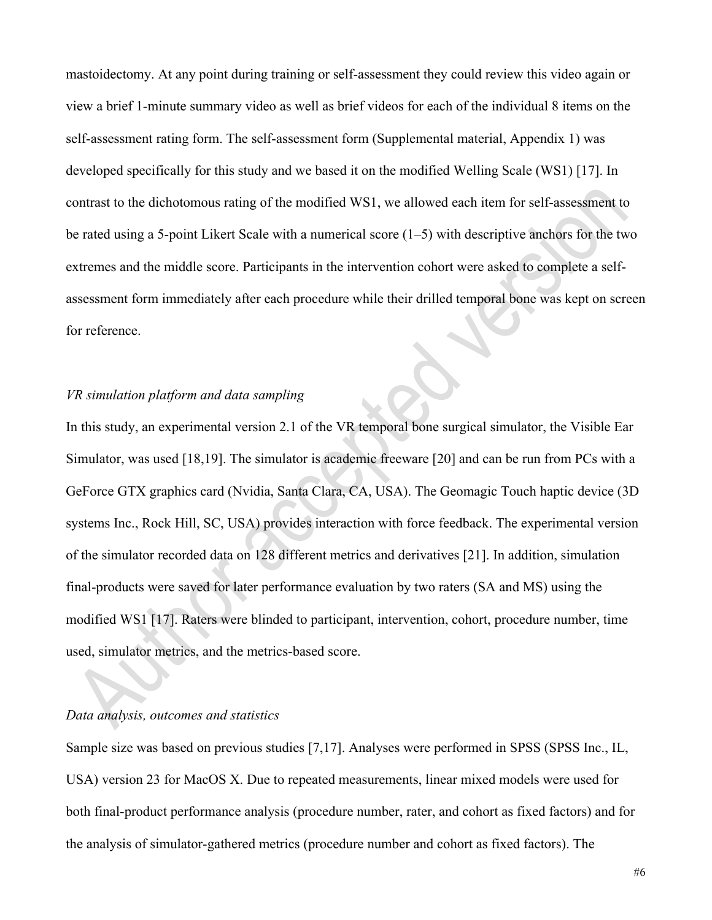mastoidectomy. At any point during training or self-assessment they could review this video again or view a brief 1-minute summary video as well as brief videos for each of the individual 8 items on the self-assessment rating form. The self-assessment form (Supplemental material, Appendix 1) was developed specifically for this study and we based it on the modified Welling Scale (WS1) [17]. In contrast to the dichotomous rating of the modified WS1, we allowed each item for self-assessment to be rated using a 5-point Likert Scale with a numerical score (1–5) with descriptive anchors for the two extremes and the middle score. Participants in the intervention cohort were asked to complete a self-assessment form immediately after each procedure while their drilled temporal bone was kept on screen for reference.

*VR simulation platform and data sampling*

In this study, an experimental version 2.1 of the VR temporal bone surgical simulator, the Visible Ear Simulator, was used [18,19]. The simulator is academic freeware [20] and can be run from PCs with a GeForce GTX graphics card (Nvidia, Santa Clara, CA, USA). The Geomagic Touch haptic device (3D systems Inc., Rock Hill, SC, USA) provides interaction with force feedback. The experimental version of the simulator recorded data on 128 different metrics and derivatives [21]. In addition, simulation final-products were saved for later performance evaluation by two raters (SA and MS) using the modified WS1 [17]. Raters were blinded to participant, intervention, cohort, procedure number, time used, simulator metrics, and the metrics-based score.

*Data analysis, outcomes and statistics*

Sample size was based on previous studies [7,17]. Analyses were performed in SPSS (SPSS Inc., IL, USA) version 23 for MacOS X. Due to repeated measurements, linear mixed models were used for both final-product performance analysis (procedure number, rater, and cohort as fixed factors) and for the analysis of simulator-gathered metrics (procedure number and cohort as fixed factors). The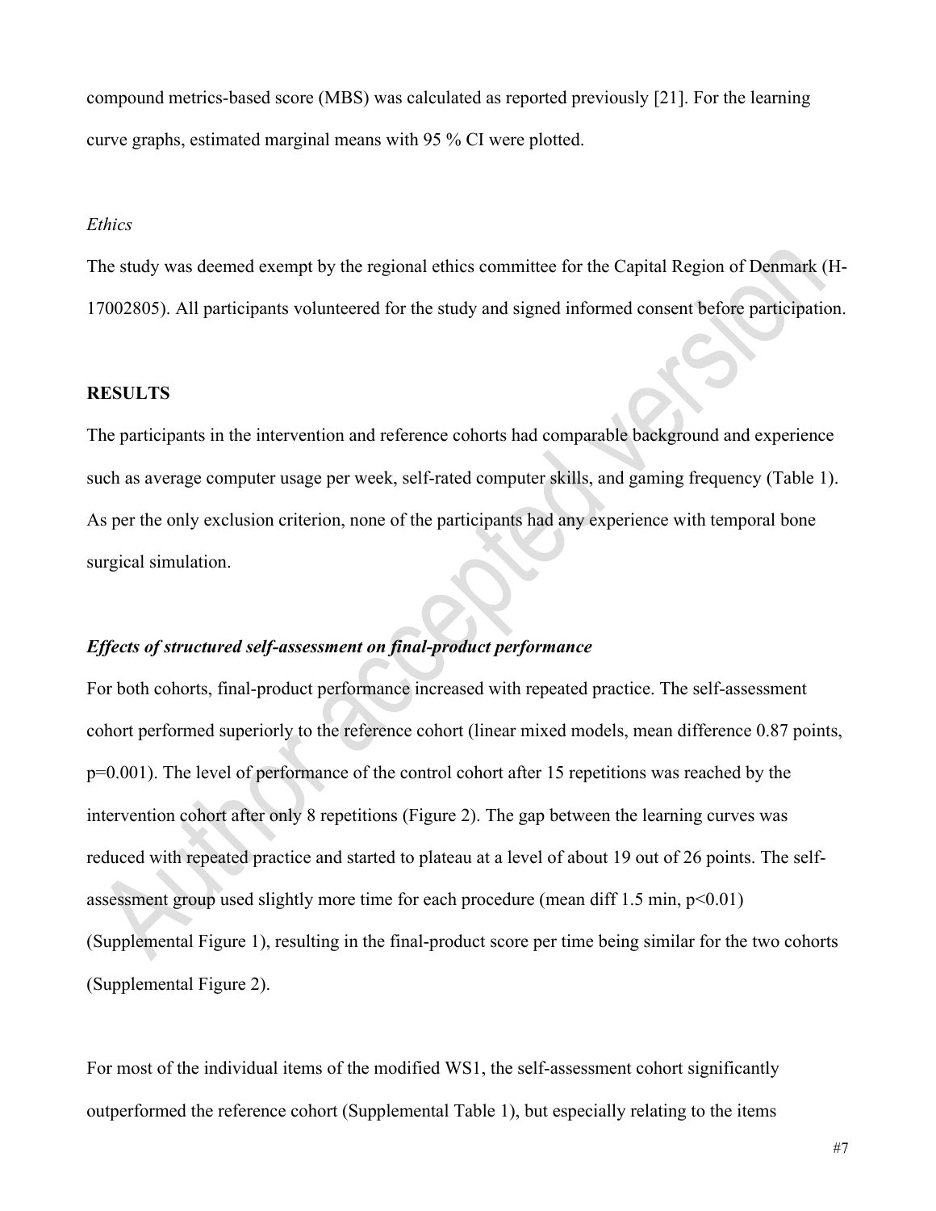compound metrics-based score (MBS) was calculated as reported previously [21]. For the learning curve graphs, estimated marginal means with 95 % CI were plotted.

*Ethics*

The study was deemed exempt by the regional ethics committee for the Capital Region of Denmark (H-17002805). All participants volunteered for the study and signed informed consent before participation.

## RESULTS

The participants in the intervention and reference cohorts had comparable background and experience such as average computer usage per week, self-rated computer skills, and gaming frequency (Table 1). As per the only exclusion criterion, none of the participants had any experience with temporal bone surgical simulation.

### *Effects of structured self-assessment on final-product performance*

For both cohorts, final-product performance increased with repeated practice. The self-assessment cohort performed superiorly to the reference cohort (linear mixed models, mean difference 0.87 points, $p=0.001$). The level of performance of the control cohort after 15 repetitions was reached by the intervention cohort after only 8 repetitions (Figure 2). The gap between the learning curves was reduced with repeated practice and started to plateau at a level of about 19 out of 26 points. The self-assessment group used slightly more time for each procedure (mean diff 1.5 min, $p<0.01$) (Supplemental Figure 1), resulting in the final-product score per time being similar for the two cohorts (Supplemental Figure 2).

For most of the individual items of the modified WS1, the self-assessment cohort significantly outperformed the reference cohort (Supplemental Table 1), but especially relating to the items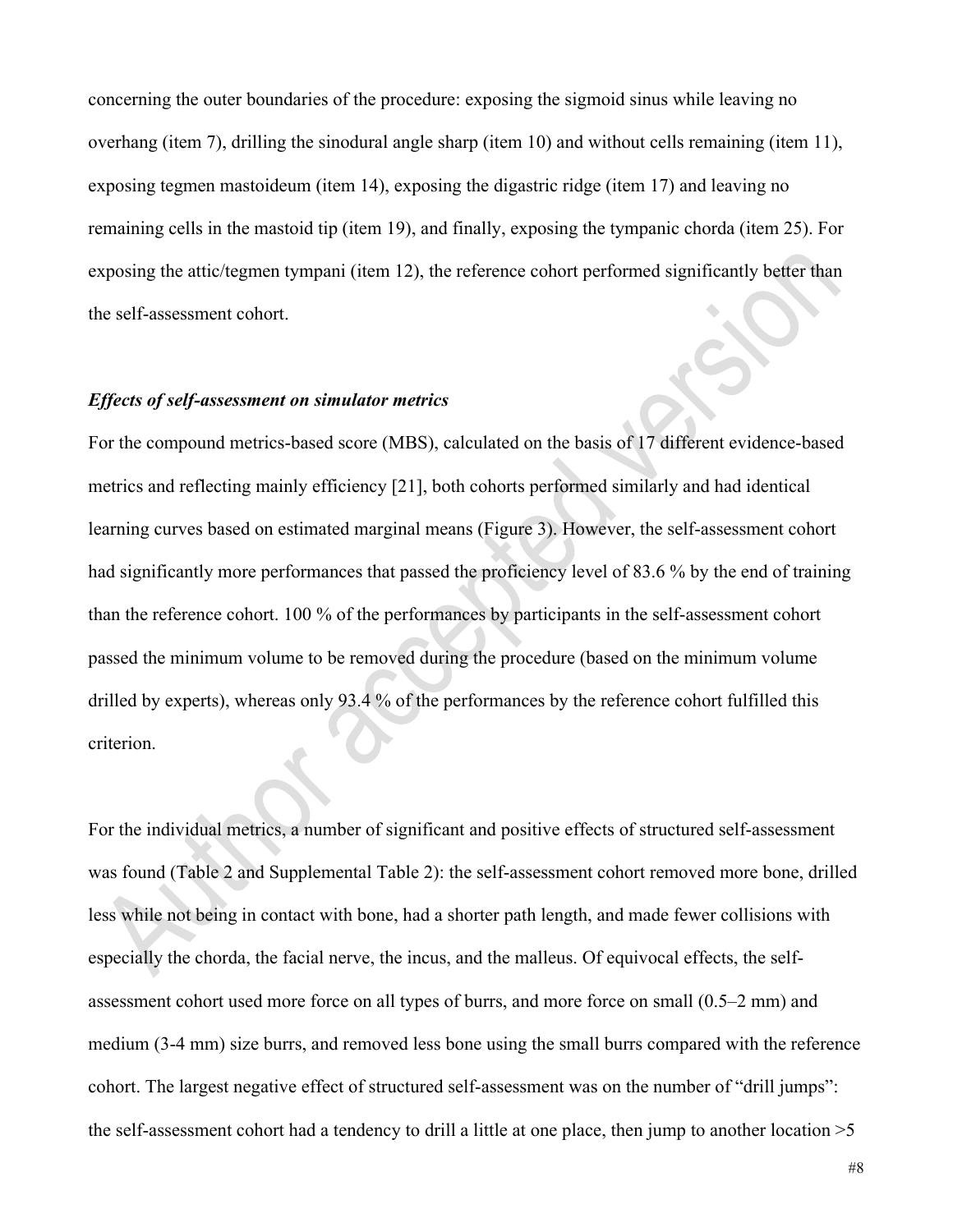concerning the outer boundaries of the procedure: exposing the sigmoid sinus while leaving no overhang (item 7), drilling the sinodural angle sharp (item 10) and without cells remaining (item 11), exposing tegmen mastoideum (item 14), exposing the digastric ridge (item 17) and leaving no remaining cells in the mastoid tip (item 19), and finally, exposing the tympanic chorda (item 25). For exposing the attic/tegmen tympani (item 12), the reference cohort performed significantly better than the self-assessment cohort.

***Effects of self-assessment on simulator metrics***

For the compound metrics-based score (MBS), calculated on the basis of 17 different evidence-based metrics and reflecting mainly efficiency [21], both cohorts performed similarly and had identical learning curves based on estimated marginal means (Figure 3). However, the self-assessment cohort had significantly more performances that passed the proficiency level of 83.6 % by the end of training than the reference cohort. 100 % of the performances by participants in the self-assessment cohort passed the minimum volume to be removed during the procedure (based on the minimum volume drilled by experts), whereas only 93.4 % of the performances by the reference cohort fulfilled this criterion.

For the individual metrics, a number of significant and positive effects of structured self-assessment was found (Table 2 and Supplemental Table 2): the self-assessment cohort removed more bone, drilled less while not being in contact with bone, had a shorter path length, and made fewer collisions with especially the chorda, the facial nerve, the incus, and the malleus. Of equivocal effects, the self-assessment cohort used more force on all types of burrs, and more force on small (0.5–2 mm) and medium (3-4 mm) size burrs, and removed less bone using the small burrs compared with the reference cohort. The largest negative effect of structured self-assessment was on the number of "drill jumps": the self-assessment cohort had a tendency to drill a little at one place, then jump to another location >5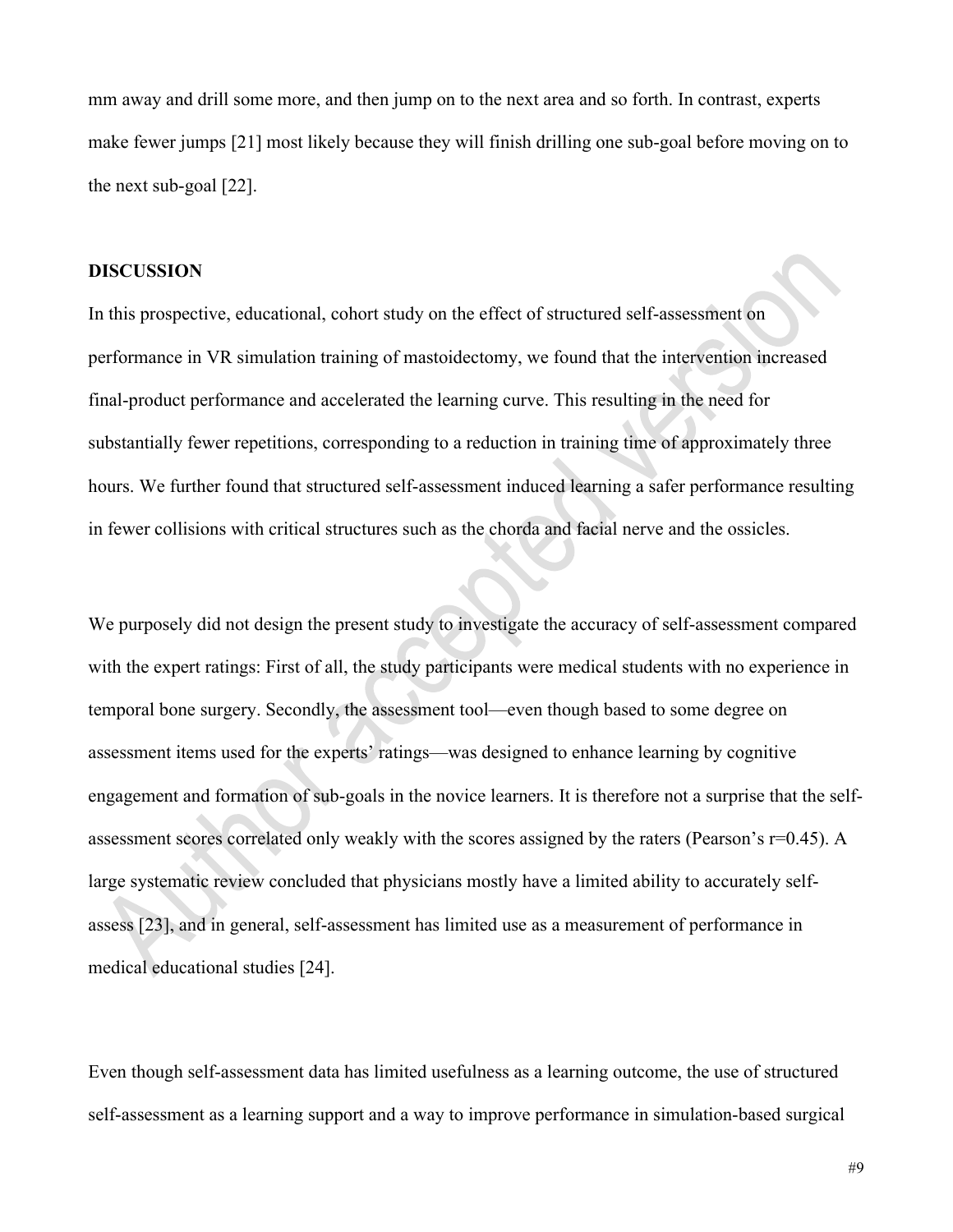mm away and drill some more, and then jump on to the next area and so forth. In contrast, experts make fewer jumps [21] most likely because they will finish drilling one sub-goal before moving on to the next sub-goal [22].

## DISCUSSION

In this prospective, educational, cohort study on the effect of structured self-assessment on performance in VR simulation training of mastoidectomy, we found that the intervention increased final-product performance and accelerated the learning curve. This resulting in the need for substantially fewer repetitions, corresponding to a reduction in training time of approximately three hours. We further found that structured self-assessment induced learning a safer performance resulting in fewer collisions with critical structures such as the chorda and facial nerve and the ossicles.

We purposely did not design the present study to investigate the accuracy of self-assessment compared with the expert ratings: First of all, the study participants were medical students with no experience in temporal bone surgery. Secondly, the assessment tool—even though based to some degree on assessment items used for the experts' ratings—was designed to enhance learning by cognitive engagement and formation of sub-goals in the novice learners. It is therefore not a surprise that the self-assessment scores correlated only weakly with the scores assigned by the raters (Pearson's r=0.45). A large systematic review concluded that physicians mostly have a limited ability to accurately self-assess [23], and in general, self-assessment has limited use as a measurement of performance in medical educational studies [24].

Even though self-assessment data has limited usefulness as a learning outcome, the use of structured self-assessment as a learning support and a way to improve performance in simulation-based surgical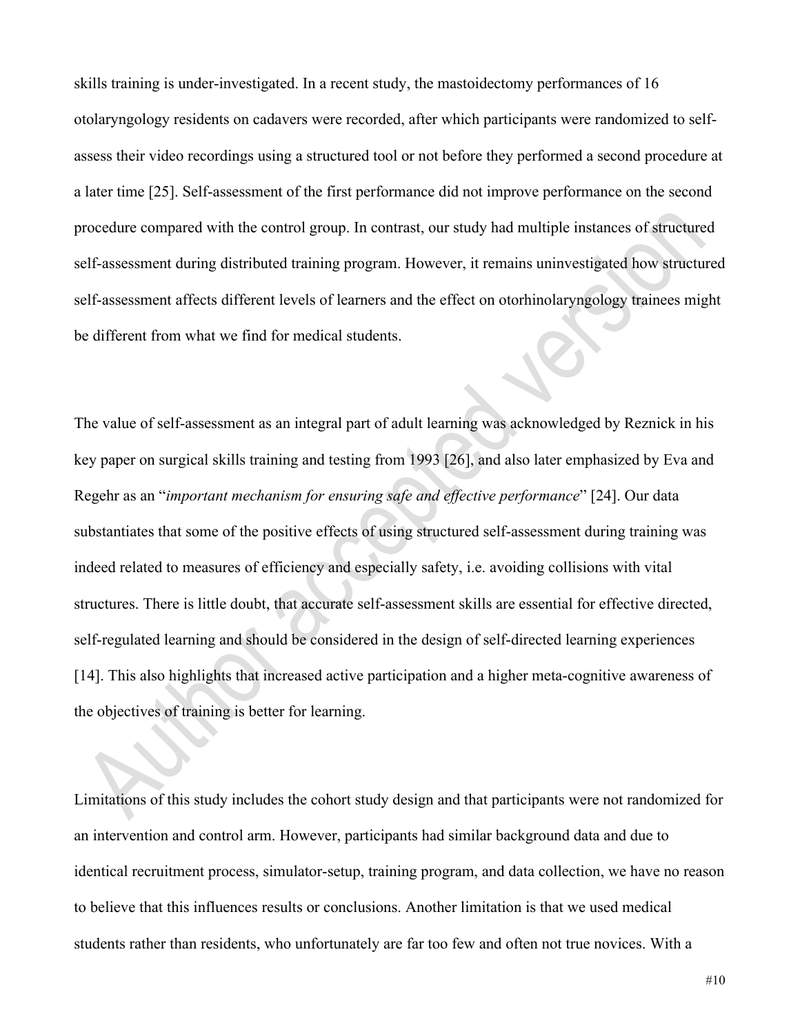skills training is under-investigated. In a recent study, the mastoidectomy performances of 16 otolaryngology residents on cadavers were recorded, after which participants were randomized to self-assess their video recordings using a structured tool or not before they performed a second procedure at a later time [25]. Self-assessment of the first performance did not improve performance on the second procedure compared with the control group. In contrast, our study had multiple instances of structured self-assessment during distributed training program. However, it remains uninvestigated how structured self-assessment affects different levels of learners and the effect on otorhinolaryngology trainees might be different from what we find for medical students.

The value of self-assessment as an integral part of adult learning was acknowledged by Reznick in his key paper on surgical skills training and testing from 1993 [26], and also later emphasized by Eva and Regehr as an "*important mechanism for ensuring safe and effective performance*" [24]. Our data substantiates that some of the positive effects of using structured self-assessment during training was indeed related to measures of efficiency and especially safety, i.e. avoiding collisions with vital structures. There is little doubt, that accurate self-assessment skills are essential for effective directed, self-regulated learning and should be considered in the design of self-directed learning experiences [14]. This also highlights that increased active participation and a higher meta-cognitive awareness of the objectives of training is better for learning.

Limitations of this study includes the cohort study design and that participants were not randomized for an intervention and control arm. However, participants had similar background data and due to identical recruitment process, simulator-setup, training program, and data collection, we have no reason to believe that this influences results or conclusions. Another limitation is that we used medical students rather than residents, who unfortunately are far too few and often not true novices. With a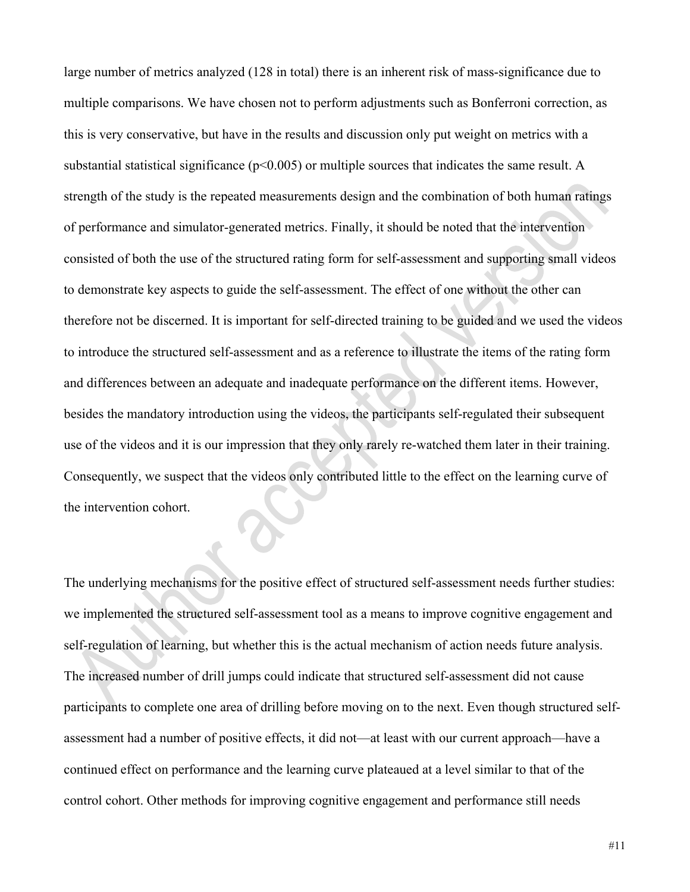large number of metrics analyzed (128 in total) there is an inherent risk of mass-significance due to multiple comparisons. We have chosen not to perform adjustments such as Bonferroni correction, as this is very conservative, but have in the results and discussion only put weight on metrics with a substantial statistical significance ($p<0.005$) or multiple sources that indicates the same result. A strength of the study is the repeated measurements design and the combination of both human ratings of performance and simulator-generated metrics. Finally, it should be noted that the intervention consisted of both the use of the structured rating form for self-assessment and supporting small videos to demonstrate key aspects to guide the self-assessment. The effect of one without the other can therefore not be discerned. It is important for self-directed training to be guided and we used the videos to introduce the structured self-assessment and as a reference to illustrate the items of the rating form and differences between an adequate and inadequate performance on the different items. However, besides the mandatory introduction using the videos, the participants self-regulated their subsequent use of the videos and it is our impression that they only rarely re-watched them later in their training. Consequently, we suspect that the videos only contributed little to the effect on the learning curve of the intervention cohort.

The underlying mechanisms for the positive effect of structured self-assessment needs further studies: we implemented the structured self-assessment tool as a means to improve cognitive engagement and self-regulation of learning, but whether this is the actual mechanism of action needs future analysis. The increased number of drill jumps could indicate that structured self-assessment did not cause participants to complete one area of drilling before moving on to the next. Even though structured self-assessment had a number of positive effects, it did not—at least with our current approach—have a continued effect on performance and the learning curve plateaued at a level similar to that of the control cohort. Other methods for improving cognitive engagement and performance still needs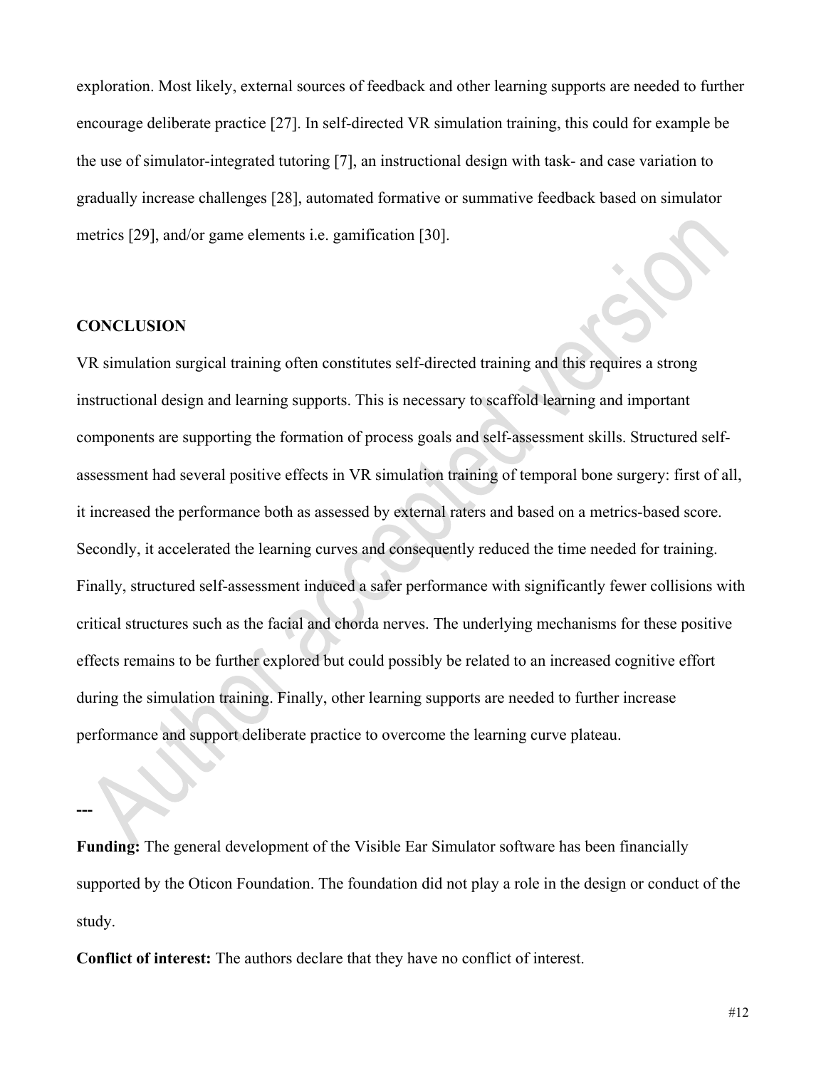exploration. Most likely, external sources of feedback and other learning supports are needed to further encourage deliberate practice [27]. In self-directed VR simulation training, this could for example be the use of simulator-integrated tutoring [7], an instructional design with task- and case variation to gradually increase challenges [28], automated formative or summative feedback based on simulator metrics [29], and/or game elements i.e. gamification [30].

## CONCLUSION

VR simulation surgical training often constitutes self-directed training and this requires a strong instructional design and learning supports. This is necessary to scaffold learning and important components are supporting the formation of process goals and self-assessment skills. Structured self-assessment had several positive effects in VR simulation training of temporal bone surgery: first of all, it increased the performance both as assessed by external raters and based on a metrics-based score. Secondly, it accelerated the learning curves and consequently reduced the time needed for training. Finally, structured self-assessment induced a safer performance with significantly fewer collisions with critical structures such as the facial and chorda nerves. The underlying mechanisms for these positive effects remains to be further explored but could possibly be related to an increased cognitive effort during the simulation training. Finally, other learning supports are needed to further increase performance and support deliberate practice to overcome the learning curve plateau.

---

**Funding:** The general development of the Visible Ear Simulator software has been financially supported by the Oticon Foundation. The foundation did not play a role in the design or conduct of the study.

**Conflict of interest:** The authors declare that they have no conflict of interest.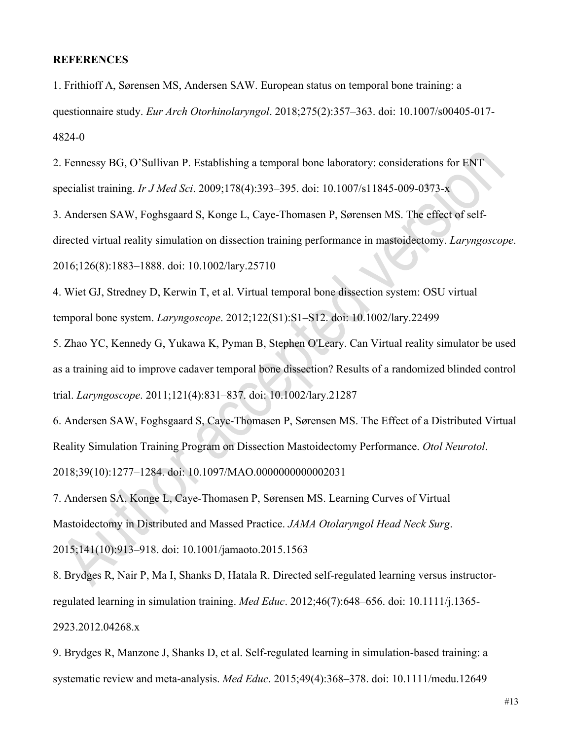**REFERENCES**

1. Frithioff A, Sørensen MS, Andersen SAW. European status on temporal bone training: a questionnaire study. *Eur Arch Otorhinolaryngol*. 2018;275(2):357–363. doi: 10.1007/s00405-017-4824-0

2. Fennessy BG, O'Sullivan P. Establishing a temporal bone laboratory: considerations for ENT specialist training. *Ir J Med Sci*. 2009;178(4):393–395. doi: 10.1007/s11845-009-0373-x

3. Andersen SAW, Foghsgaard S, Konge L, Caye-Thomasen P, Sørensen MS. The effect of self-directed virtual reality simulation on dissection training performance in mastoidectomy. *Laryngoscope*. 2016;126(8):1883–1888. doi: 10.1002/lary.25710

4. Wiet GJ, Stredney D, Kerwin T, et al. Virtual temporal bone dissection system: OSU virtual temporal bone system. *Laryngoscope*. 2012;122(S1):S1–S12. doi: 10.1002/lary.22499

5. Zhao YC, Kennedy G, Yukawa K, Pyman B, Stephen O'Leary. Can Virtual reality simulator be used as a training aid to improve cadaver temporal bone dissection? Results of a randomized blinded control trial. *Laryngoscope*. 2011;121(4):831–837. doi: 10.1002/lary.21287

6. Andersen SAW, Foghsgaard S, Caye-Thomasen P, Sørensen MS. The Effect of a Distributed Virtual Reality Simulation Training Program on Dissection Mastoidectomy Performance. *Otol Neurotol*. 2018;39(10):1277–1284. doi: 10.1097/MAO.0000000000002031

7. Andersen SA, Konge L, Caye-Thomasen P, Sørensen MS. Learning Curves of Virtual Mastoidectomy in Distributed and Massed Practice. *JAMA Otolaryngol Head Neck Surg*. 2015;141(10):913–918. doi: 10.1001/jamaoto.2015.1563

8. Brydges R, Nair P, Ma I, Shanks D, Hatala R. Directed self-regulated learning versus instructor-regulated learning in simulation training. *Med Educ*. 2012;46(7):648–656. doi: 10.1111/j.1365-2923.2012.04268.x

9. Brydges R, Manzone J, Shanks D, et al. Self-regulated learning in simulation-based training: a systematic review and meta-analysis. *Med Educ*. 2015;49(4):368–378. doi: 10.1111/medu.12649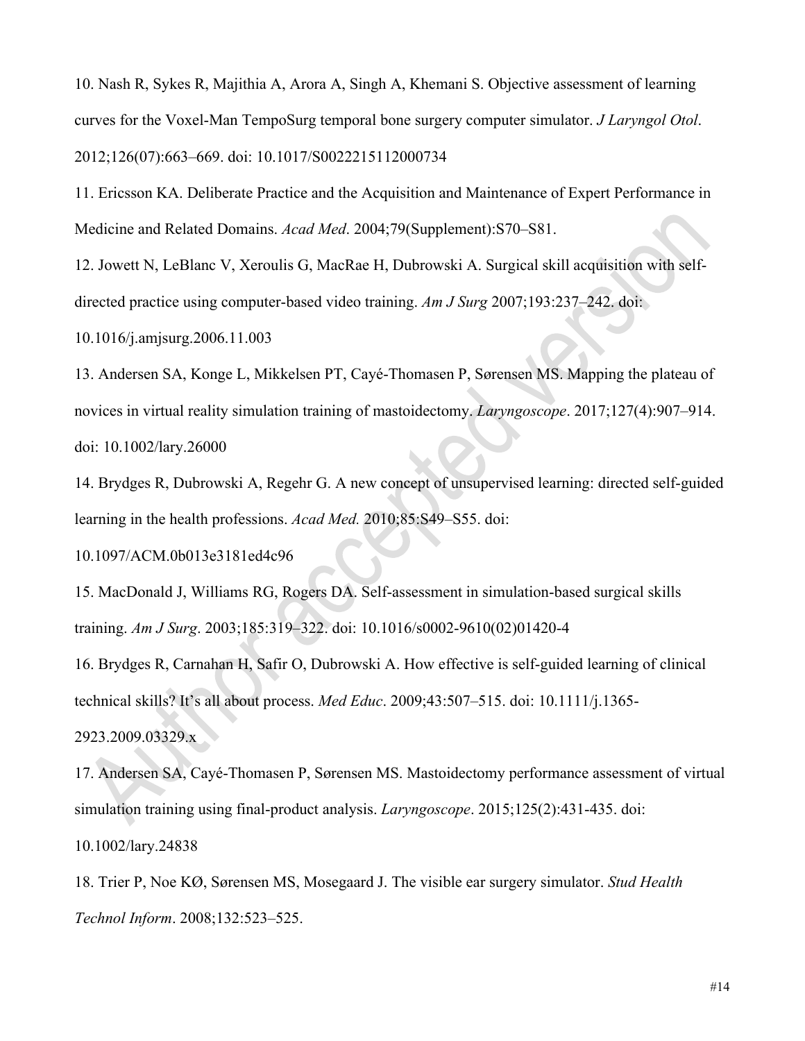10. Nash R, Sykes R, Majithia A, Arora A, Singh A, Khemani S. Objective assessment of learning curves for the Voxel-Man TempoSurg temporal bone surgery computer simulator. *J Laryngol Otol*. 2012;126(07):663–669. doi: 10.1017/S0022215112000734

11. Ericsson KA. Deliberate Practice and the Acquisition and Maintenance of Expert Performance in Medicine and Related Domains. *Acad Med*. 2004;79(Supplement):S70–S81.

12. Jowett N, LeBlanc V, Xeroulis G, MacRae H, Dubrowski A. Surgical skill acquisition with self-directed practice using computer-based video training. *Am J Surg* 2007;193:237–242. doi: 10.1016/j.amjsurg.2006.11.003

13. Andersen SA, Konge L, Mikkelsen PT, Cayé-Thomasen P, Sørensen MS. Mapping the plateau of novices in virtual reality simulation training of mastoidectomy. *Laryngoscope*. 2017;127(4):907–914. doi: 10.1002/lary.26000

14. Brydges R, Dubrowski A, Regehr G. A new concept of unsupervised learning: directed self-guided learning in the health professions. *Acad Med.* 2010;85:S49–S55. doi: 10.1097/ACM.0b013e3181ed4c96

15. MacDonald J, Williams RG, Rogers DA. Self-assessment in simulation-based surgical skills training. *Am J Surg*. 2003;185:319–322. doi: 10.1016/s0002-9610(02)01420-4

16. Brydges R, Carnahan H, Safir O, Dubrowski A. How effective is self-guided learning of clinical technical skills? It's all about process. *Med Educ*. 2009;43:507–515. doi: 10.1111/j.1365-2923.2009.03329.x

17. Andersen SA, Cayé-Thomasen P, Sørensen MS. Mastoidectomy performance assessment of virtual simulation training using final-product analysis. *Laryngoscope*. 2015;125(2):431-435. doi: 10.1002/lary.24838

18. Trier P, Noe KØ, Sørensen MS, Mosegaard J. The visible ear surgery simulator. *Stud Health Technol Inform*. 2008;132:523–525.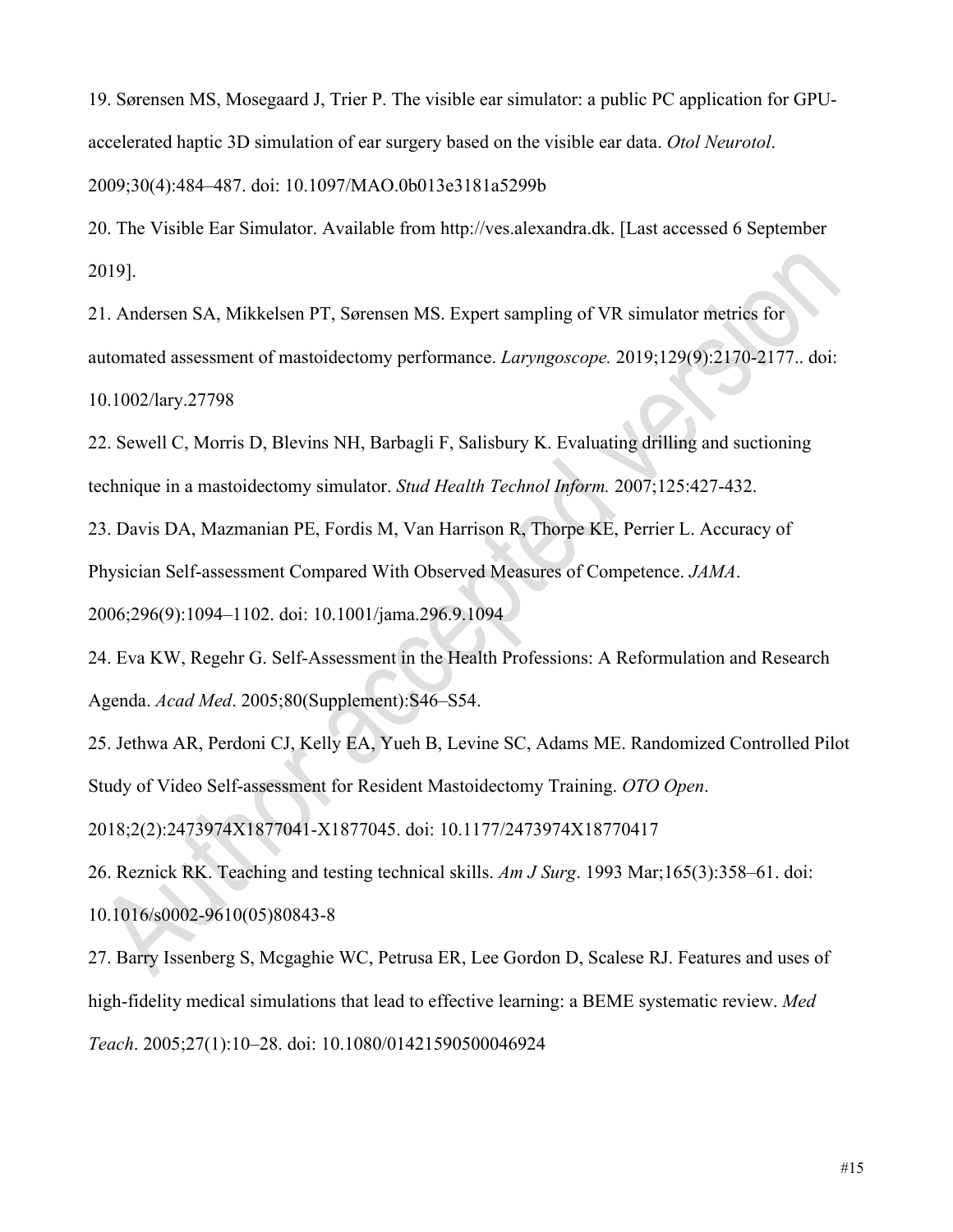19. Sørensen MS, Mosegaard J, Trier P. The visible ear simulator: a public PC application for GPU-accelerated haptic 3D simulation of ear surgery based on the visible ear data. *Otol Neurotol*. 2009;30(4):484–487. doi: 10.1097/MAO.0b013e3181a5299b

20. The Visible Ear Simulator. Available from http://ves.alexandra.dk. [Last accessed 6 September 2019].

21. Andersen SA, Mikkelsen PT, Sørensen MS. Expert sampling of VR simulator metrics for automated assessment of mastoidectomy performance. *Laryngoscope.* 2019;129(9):2170-2177.. doi: 10.1002/lary.27798

22. Sewell C, Morris D, Blevins NH, Barbagli F, Salisbury K. Evaluating drilling and suctioning technique in a mastoidectomy simulator. *Stud Health Technol Inform.* 2007;125:427-432.

23. Davis DA, Mazmanian PE, Fordis M, Van Harrison R, Thorpe KE, Perrier L. Accuracy of Physician Self-assessment Compared With Observed Measures of Competence. *JAMA*. 2006;296(9):1094–1102. doi: 10.1001/jama.296.9.1094

24. Eva KW, Regehr G. Self-Assessment in the Health Professions: A Reformulation and Research Agenda. *Acad Med*. 2005;80(Supplement):S46–S54.

25. Jethwa AR, Perdoni CJ, Kelly EA, Yueh B, Levine SC, Adams ME. Randomized Controlled Pilot Study of Video Self-assessment for Resident Mastoidectomy Training. *OTO Open*. 2018;2(2):2473974X1877041-X1877045. doi: 10.1177/2473974X18770417

26. Reznick RK. Teaching and testing technical skills. *Am J Surg*. 1993 Mar;165(3):358–61. doi: 10.1016/s0002-9610(05)80843-8

27. Barry Issenberg S, Mcgaghie WC, Petrusa ER, Lee Gordon D, Scalese RJ. Features and uses of high-fidelity medical simulations that lead to effective learning: a BEME systematic review. *Med Teach*. 2005;27(1):10–28. doi: 10.1080/01421590500046924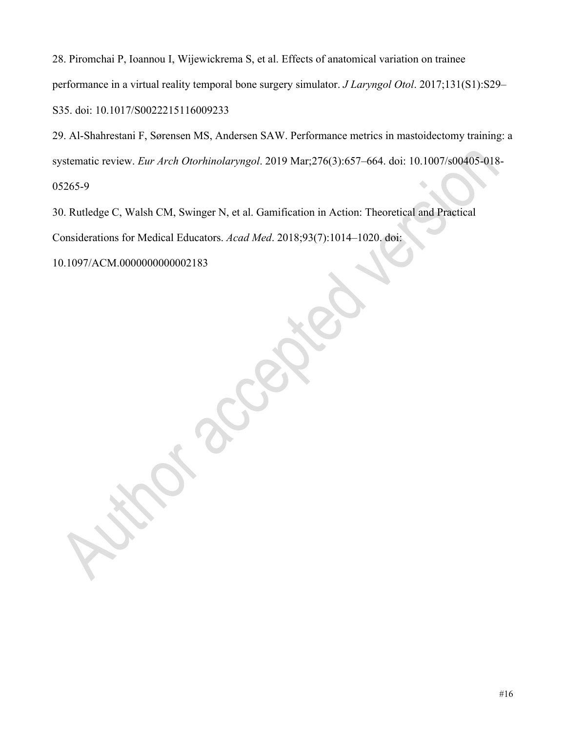28. Piromchai P, Ioannou I, Wijewickrema S, et al. Effects of anatomical variation on trainee performance in a virtual reality temporal bone surgery simulator. *J Laryngol Otol*. 2017;131(S1):S29–S35. doi: 10.1017/S0022215116009233

29. Al-Shahrestani F, Sørensen MS, Andersen SAW. Performance metrics in mastoidectomy training: a systematic review. *Eur Arch Otorhinolaryngol*. 2019 Mar;276(3):657–664. doi: 10.1007/s00405-018-05265-9

30. Rutledge C, Walsh CM, Swinger N, et al. Gamification in Action: Theoretical and Practical Considerations for Medical Educators. *Acad Med*. 2018;93(7):1014–1020. doi: 10.1097/ACM.0000000000002183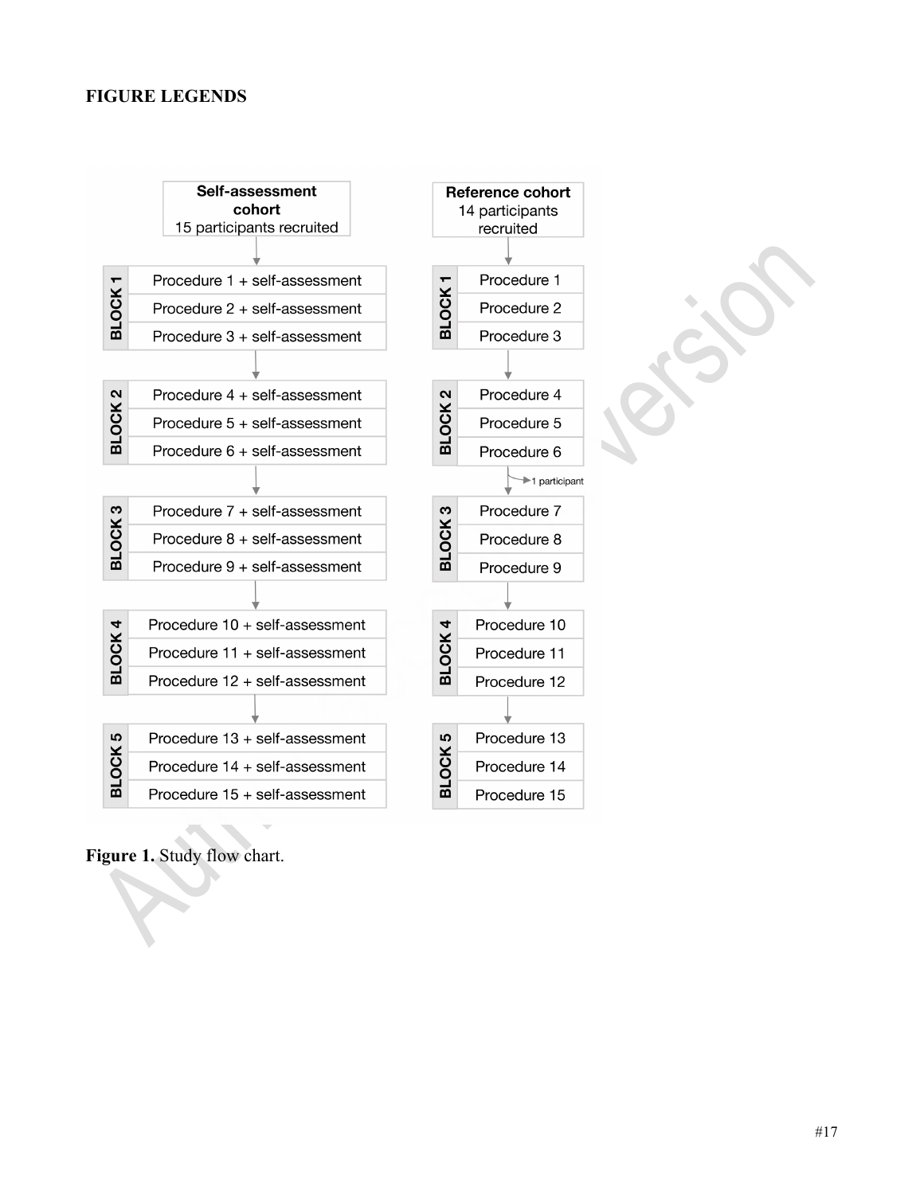**FIGURE LEGENDS**

**Figure 1.** Study flow chart.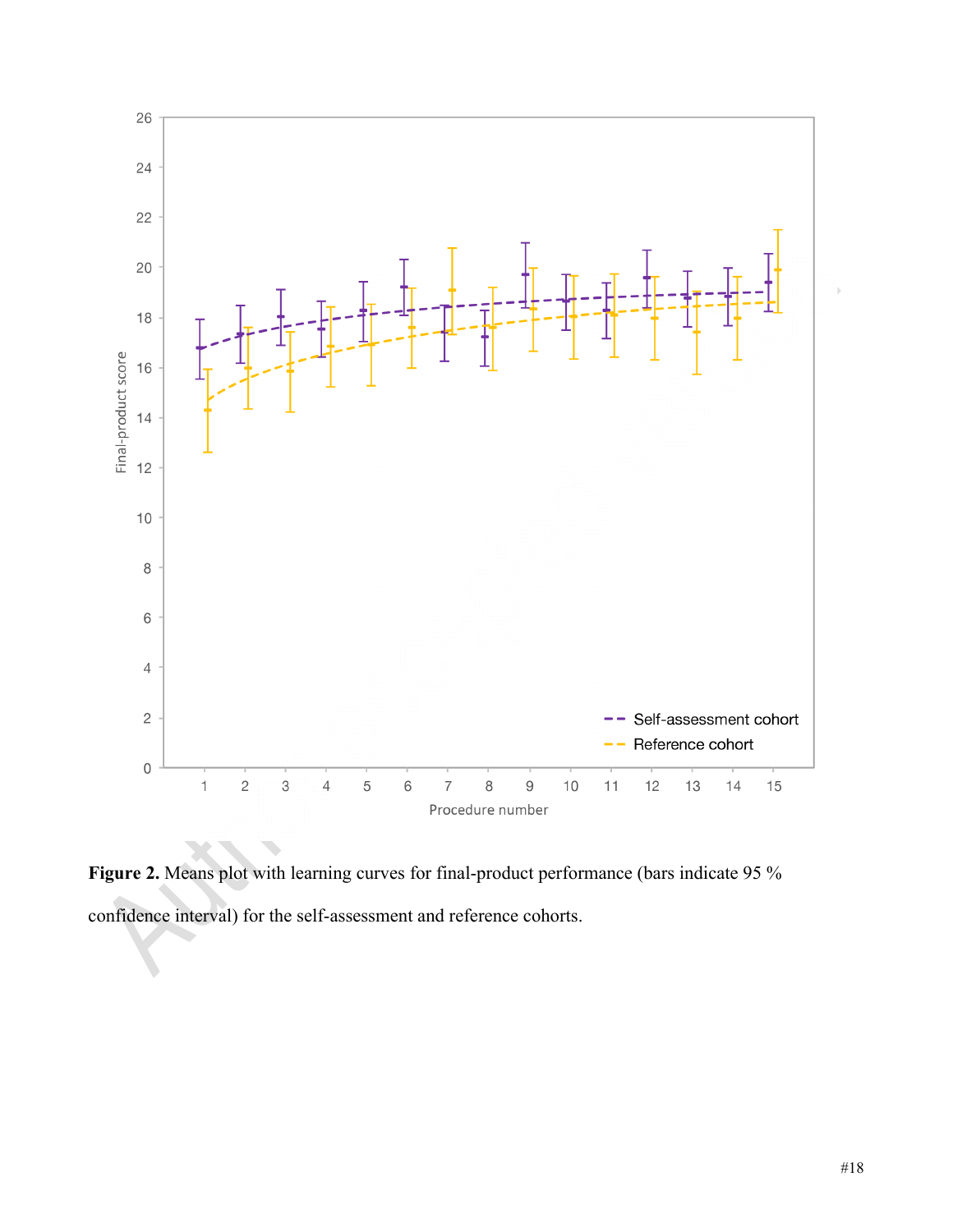**Figure 2.** Means plot with learning curves for final-product performance (bars indicate 95 % confidence interval) for the self-assessment and reference cohorts.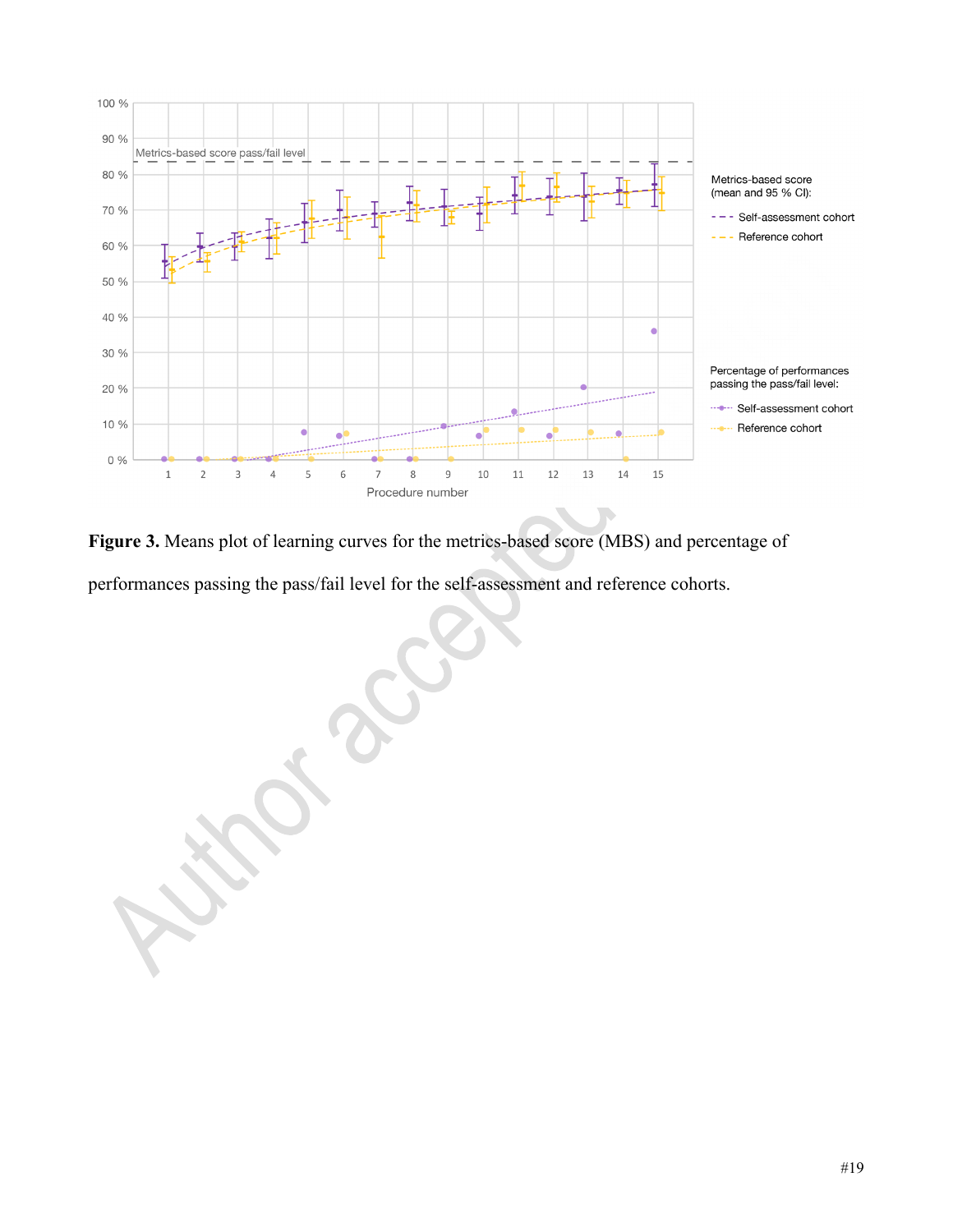**Figure 3.** Means plot of learning curves for the metrics-based score (MBS) and percentage of performances passing the pass/fail level for the self-assessment and reference cohorts.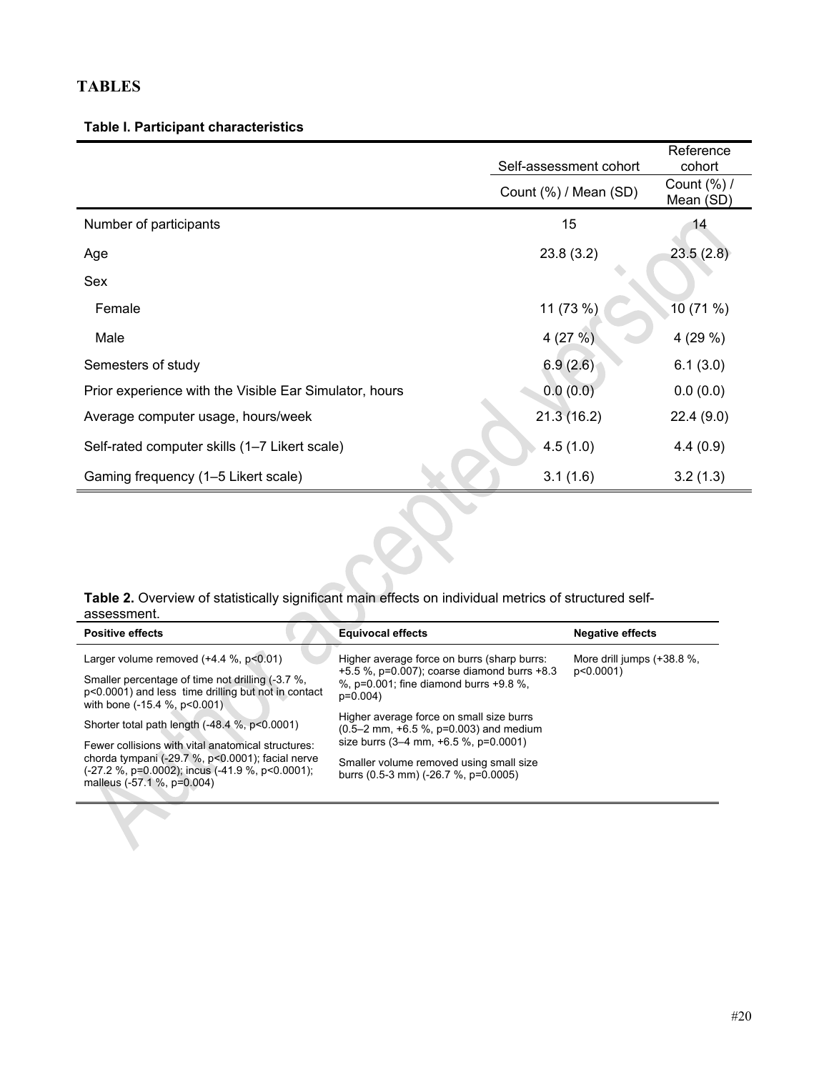# TABLES

**Table I. Participant characteristics**

| | Self-assessment cohort | Reference cohort |
|---|---|---|
| | Count (%) / Mean (SD) | Count (%) / Mean (SD) |
| Number of participants | 15 | 14 |
| Age | 23.8 (3.2) | 23.5 (2.8) |
| Sex | | |
| Female | 11 (73 %) | 10 (71 %) |
| Male | 4 (27 %) | 4 (29 %) |
| Semesters of study | 6.9 (2.6) | 6.1 (3.0) |
| Prior experience with the Visible Ear Simulator, hours | 0.0 (0.0) | 0.0 (0.0) |
| Average computer usage, hours/week | 21.3 (16.2) | 22.4 (9.0) |
| Self-rated computer skills (1–7 Likert scale) | 4.5 (1.0) | 4.4 (0.9) |
| Gaming frequency (1–5 Likert scale) | 3.1 (1.6) | 3.2 (1.3) |

**Table 2.** Overview of statistically significant main effects on individual metrics of structured self-assessment.

| Positive effects | Equivocal effects | Negative effects |
|---|---|---|
| Larger volume removed (+4.4 %, p<0.01) | Higher average force on burrs (sharp burrs: +5.5 %, p=0.007); coarse diamond burrs +8.3 %, p=0.001; fine diamond burrs +9.8 %, p=0.004) | More drill jumps (+38.8 %, p<0.0001) |
| Smaller percentage of time not drilling (-3.7 %, p<0.0001) and less time drilling but not in contact with bone (-15.4 %, p<0.001) | Higher average force on small size burrs (0.5–2 mm, +6.5 %, p=0.003) and medium size burrs (3–4 mm, +6.5 %, p=0.0001) | |
| Shorter total path length (-48.4 %, p<0.0001) | Smaller volume removed using small size burrs (0.5-3 mm) (-26.7 %, p=0.0005) | |
| Fewer collisions with vital anatomical structures: chorda tympani (-29.7 %, p<0.0001); facial nerve (-27.2 %, p=0.0002); incus (-41.9 %, p<0.0001); malleus (-57.1 %, p=0.004) | | |